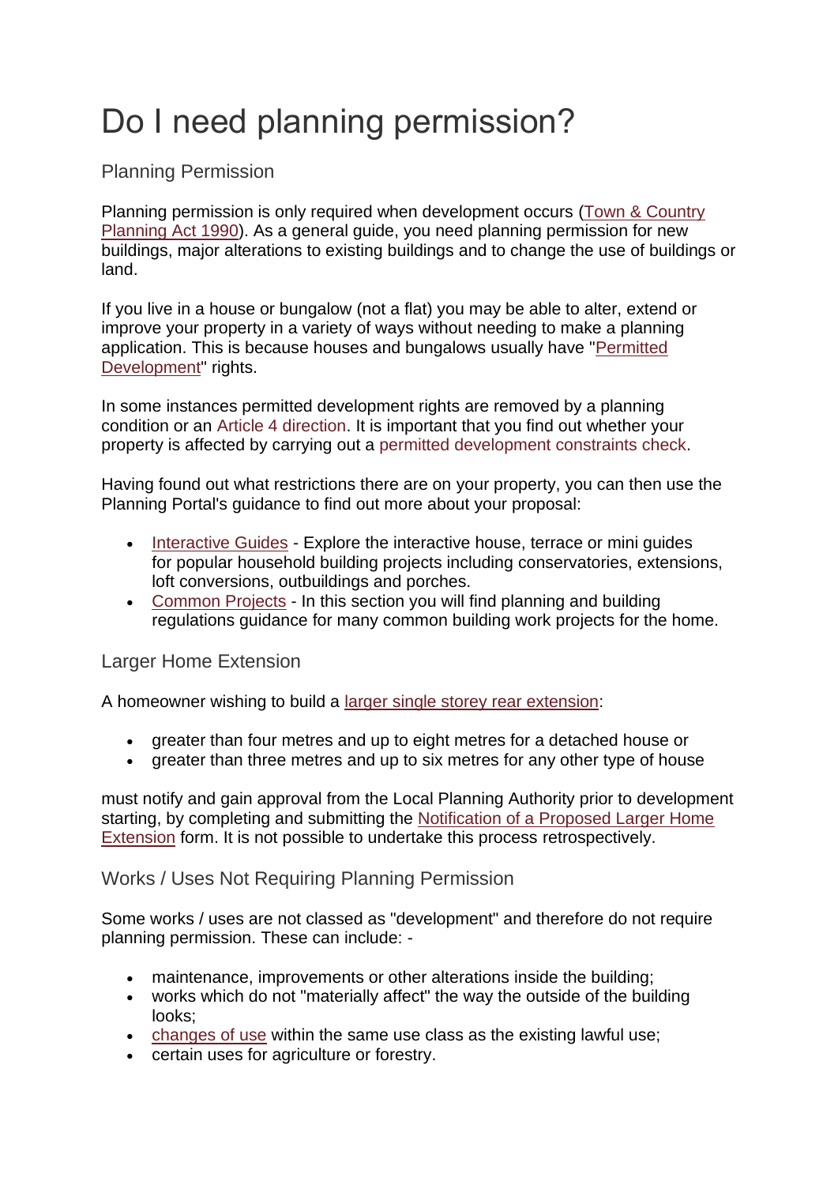# Do I need planning permission?

## Planning Permission

Planning permission is only required when development occurs (Town & Country Planning Act 1990). As a general guide, you need planning permission for new buildings, major alterations to existing buildings and to change the use of buildings or land.

If you live in a house or bungalow (not a flat) you may be able to alter, extend or improve your property in a variety of ways without needing to make a planning application. This is because houses and bungalows usually have "Permitted Development" rights.

In some instances permitted development rights are removed by a planning condition or an Article 4 direction. It is important that you find out whether your property is affected by carrying out a permitted development constraints check.

Having found out what restrictions there are on your property, you can then use the Planning Portal's guidance to find out more about your proposal:

- Interactive Guides - Explore the interactive house, terrace or mini guides for popular household building projects including conservatories, extensions, loft conversions, outbuildings and porches.
- Common Projects - In this section you will find planning and building regulations guidance for many common building work projects for the home.

## Larger Home Extension

A homeowner wishing to build a larger single storey rear extension:

- greater than four metres and up to eight metres for a detached house or
- greater than three metres and up to six metres for any other type of house

must notify and gain approval from the Local Planning Authority prior to development starting, by completing and submitting the Notification of a Proposed Larger Home Extension form. It is not possible to undertake this process retrospectively.

## Works / Uses Not Requiring Planning Permission

Some works / uses are not classed as "development" and therefore do not require planning permission. These can include: -

- maintenance, improvements or other alterations inside the building;
- works which do not "materially affect" the way the outside of the building looks;
- changes of use within the same use class as the existing lawful use;
- certain uses for agriculture or forestry.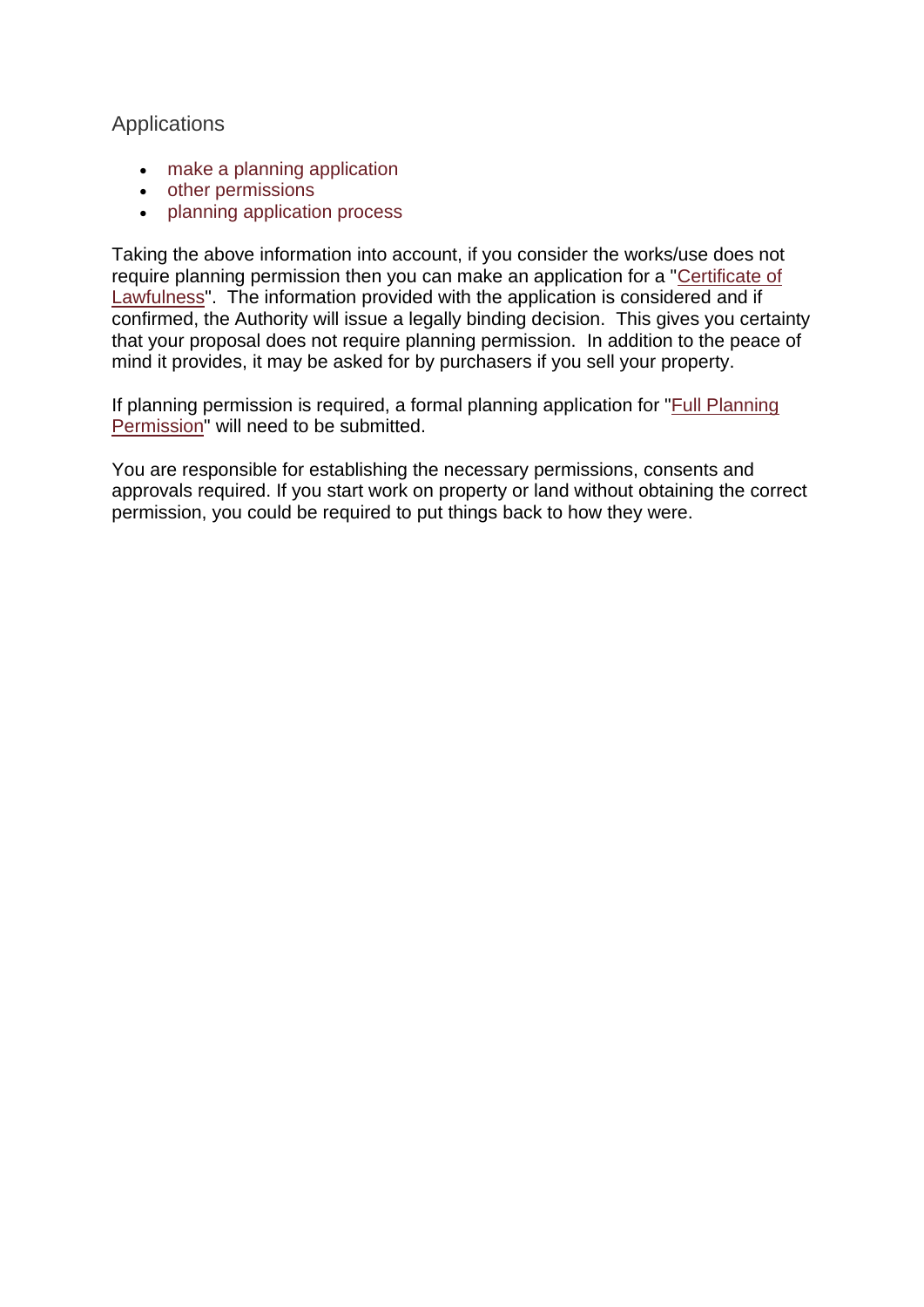## Applications

- make a planning application
- other permissions
- planning application process

Taking the above information into account, if you consider the works/use does not require planning permission then you can make an application for a "Certificate of Lawfulness". The information provided with the application is considered and if confirmed, the Authority will issue a legally binding decision. This gives you certainty that your proposal does not require planning permission. In addition to the peace of mind it provides, it may be asked for by purchasers if you sell your property.

If planning permission is required, a formal planning application for "Full Planning Permission" will need to be submitted.

You are responsible for establishing the necessary permissions, consents and approvals required. If you start work on property or land without obtaining the correct permission, you could be required to put things back to how they were.